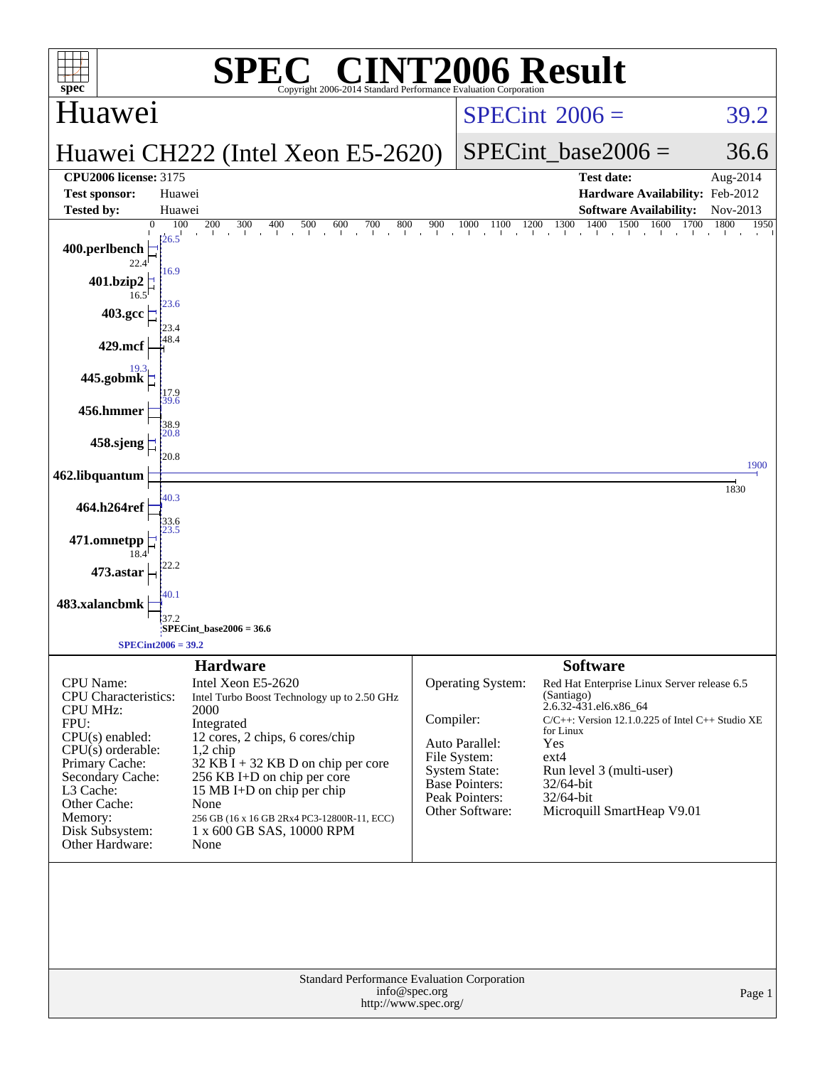# SPEC® CINT2006 Result

Copyright 2006-2014 Standard Performance Evaluation Corporation

## Huawei

## Huawei CH222 (Intel Xeon E5-2620)

SPECint 2006 = 39.2

SPECint_base2006 = 36.6

| | | | |
|---|---|---|---|
| **CPU2006 license:** | 3175 | **Test date:** | Aug-2014 |
| **Test sponsor:** | Huawei | **Hardware Availability:** | Feb-2012 |
| **Tested by:** | Huawei | **Software Availability:** | Nov-2013 |

| Benchmark | Base | Peak |
|---|---|---|
| 400.perlbench | 22.4 | 26.5 |
| 401.bzip2 | 16.5 | 16.9 |
| 403.gcc | 23.4 | 23.6 |
| 429.mcf | 48.4 | 48.4 |
| 445.gobmk | 17.9 | 19.3 |
| 456.hmmer | 38.9 | 39.6 |
| 458.sjeng | 20.8 | 20.8 |
| 462.libquantum | 1830 | 1900 |
| 464.h264ref | 33.6 | 40.3 |
| 471.omnetpp | 18.4 | 23.5 |
| 473.astar | 22.2 | 22.2 |
| 483.xalancbmk | 37.2 | 40.1 |

SPECint_base2006 = 36.6

SPECint2006 = 39.2

### Hardware

| | |
|---|---|
| CPU Name: | Intel Xeon E5-2620 |
| CPU Characteristics: | Intel Turbo Boost Technology up to 2.50 GHz |
| CPU MHz: | 2000 |
| FPU: | Integrated |
| CPU(s) enabled: | 12 cores, 2 chips, 6 cores/chip |
| CPU(s) orderable: | 1,2 chip |
| Primary Cache: | 32 KB I + 32 KB D on chip per core |
| Secondary Cache: | 256 KB I+D on chip per core |
| L3 Cache: | 15 MB I+D on chip per chip |
| Other Cache: | None |
| Memory: | 256 GB (16 x 16 GB 2Rx4 PC3-12800R-11, ECC) |
| Disk Subsystem: | 1 x 600 GB SAS, 10000 RPM |
| Other Hardware: | None |

### Software

| | |
|---|---|
| Operating System: | Red Hat Enterprise Linux Server release 6.5 (Santiago) 2.6.32-431.el6.x86_64 |
| Compiler: | C/C++: Version 12.1.0.225 of Intel C++ Studio XE for Linux |
| Auto Parallel: | Yes |
| File System: | ext4 |
| System State: | Run level 3 (multi-user) |
| Base Pointers: | 32/64-bit |
| Peak Pointers: | 32/64-bit |
| Other Software: | Microquill SmartHeap V9.01 |

Standard Performance Evaluation Corporation
info@spec.org
http://www.spec.org/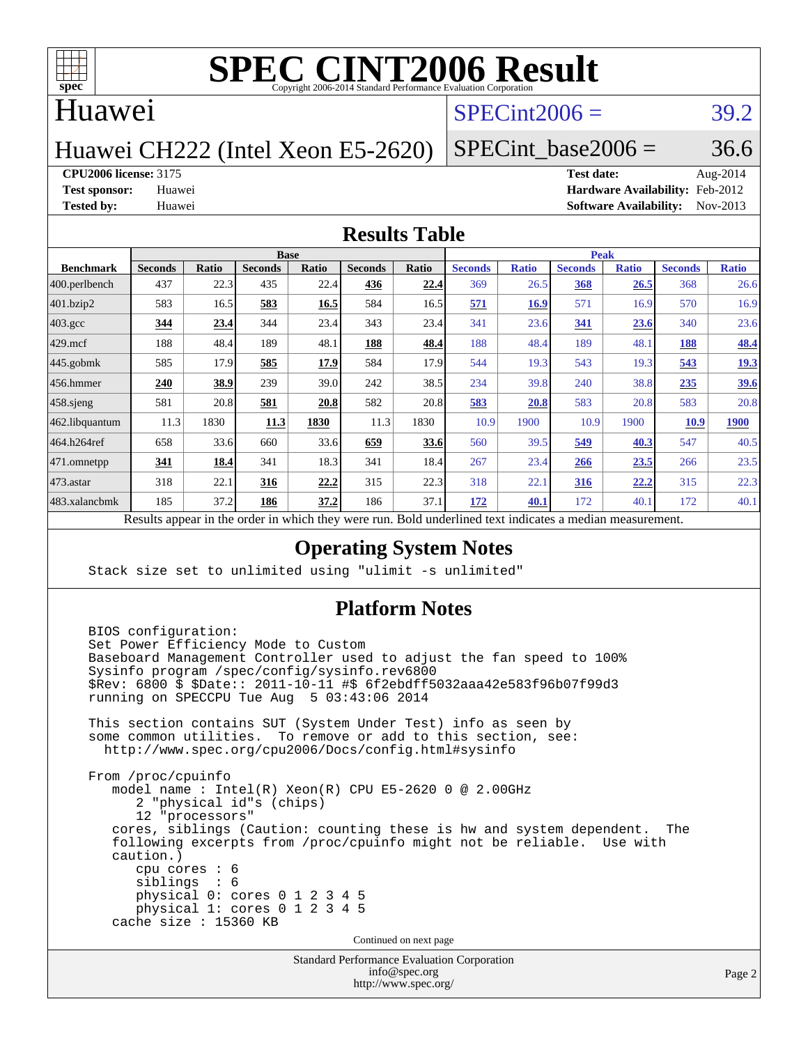# SPEC CINT2006 Result

Copyright 2006-2014 Standard Performance Evaluation Corporation

## Huawei

## Huawei CH222 (Intel Xeon E5-2620)

SPECint2006 = 39.2

SPECint_base2006 = 36.6

**CPU2006 license:** 3175
**Test sponsor:** Huawei
**Tested by:** Huawei

**Test date:** Aug-2014
**Hardware Availability:** Feb-2012
**Software Availability:** Nov-2013

## Results Table

| Benchmark | Base | | | | | | Peak | | | | | |
|---|---|---|---|---|---|---|---|---|---|---|---|---|
| | Seconds | Ratio | Seconds | Ratio | Seconds | Ratio | Seconds | Ratio | Seconds | Ratio | Seconds | Ratio |
| 400.perlbench | 437 | 22.3 | 435 | 22.4 | **436** | **22.4** | 369 | 26.5 | **368** | **26.5** | 368 | 26.6 |
| 401.bzip2 | 583 | 16.5 | **583** | **16.5** | 584 | 16.5 | **571** | **16.9** | 571 | 16.9 | 570 | 16.9 |
| 403.gcc | **344** | **23.4** | 344 | 23.4 | 343 | 23.4 | 341 | 23.6 | **341** | **23.6** | 340 | 23.6 |
| 429.mcf | 188 | 48.4 | 189 | 48.1 | **188** | **48.4** | 188 | 48.4 | 189 | 48.1 | **188** | **48.4** |
| 445.gobmk | 585 | 17.9 | **585** | **17.9** | 584 | 17.9 | 544 | 19.3 | 543 | 19.3 | **543** | **19.3** |
| 456.hmmer | **240** | **38.9** | 239 | 39.0 | 242 | 38.5 | 234 | 39.8 | 240 | 38.8 | **235** | **39.6** |
| 458.sjeng | 581 | 20.8 | **581** | **20.8** | 582 | 20.8 | **583** | **20.8** | 583 | 20.8 | 583 | 20.8 |
| 462.libquantum | 11.3 | 1830 | **11.3** | **1830** | 11.3 | 1830 | 10.9 | 1900 | 10.9 | 1900 | **10.9** | **1900** |
| 464.h264ref | 658 | 33.6 | 660 | 33.6 | **659** | **33.6** | 560 | 39.5 | **549** | **40.3** | 547 | 40.5 |
| 471.omnetpp | **341** | **18.4** | 341 | 18.3 | 341 | 18.4 | 267 | 23.4 | **266** | **23.5** | 266 | 23.5 |
| 473.astar | 318 | 22.1 | **316** | **22.2** | 315 | 22.3 | 318 | 22.1 | **316** | **22.2** | 315 | 22.3 |
| 483.xalancbmk | 185 | 37.2 | **186** | **37.2** | 186 | 37.1 | **172** | **40.1** | 172 | 40.1 | 172 | 40.1 |

Results appear in the order in which they were run. Bold underlined text indicates a median measurement.

## Operating System Notes

```
Stack size set to unlimited using "ulimit -s unlimited"
```

## Platform Notes

```
BIOS configuration:
Set Power Efficiency Mode to Custom
Baseboard Management Controller used to adjust the fan speed to 100%
Sysinfo program /spec/config/sysinfo.rev6800
$Rev: 6800 $ $Date:: 2011-10-11 #$ 6f2ebdff5032aaa42e583f96b07f99d3
running on SPECCPU Tue Aug  5 03:43:06 2014

This section contains SUT (System Under Test) info as seen by
some common utilities.  To remove or add to this section, see:
  http://www.spec.org/cpu2006/Docs/config.html#sysinfo

From /proc/cpuinfo
   model name : Intel(R) Xeon(R) CPU E5-2620 0 @ 2.00GHz
      2 "physical id"s (chips)
      12 "processors"
   cores, siblings (Caution: counting these is hw and system dependent.  The
   following excerpts from /proc/cpuinfo might not be reliable.  Use with
   caution.)
      cpu cores : 6
      siblings  : 6
      physical 0: cores 0 1 2 3 4 5
      physical 1: cores 0 1 2 3 4 5
   cache size : 15360 KB
```

Continued on next page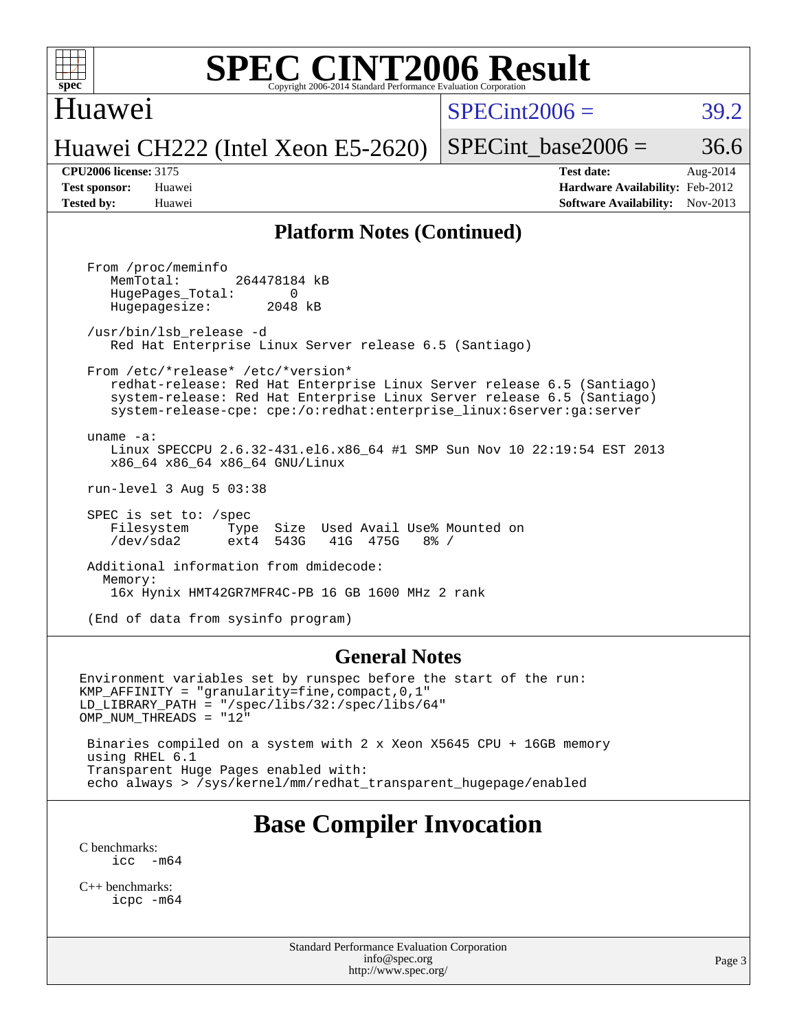## Platform Notes (Continued)

```
From /proc/meminfo
   MemTotal:       264478184 kB
   HugePages_Total:       0
   Hugepagesize:       2048 kB

/usr/bin/lsb_release -d
   Red Hat Enterprise Linux Server release 6.5 (Santiago)

From /etc/*release* /etc/*version*
   redhat-release: Red Hat Enterprise Linux Server release 6.5 (Santiago)
   system-release: Red Hat Enterprise Linux Server release 6.5 (Santiago)
   system-release-cpe: cpe:/o:redhat:enterprise_linux:6server:ga:server

uname -a:
   Linux SPECCPU 2.6.32-431.el6.x86_64 #1 SMP Sun Nov 10 22:19:54 EST 2013
   x86_64 x86_64 x86_64 GNU/Linux

run-level 3 Aug 5 03:38

SPEC is set to: /spec
   Filesystem     Type  Size  Used Avail Use% Mounted on
   /dev/sda2      ext4  543G   41G  475G   8% /

Additional information from dmidecode:
  Memory:
   16x Hynix HMT42GR7MFR4C-PB 16 GB 1600 MHz 2 rank

(End of data from sysinfo program)
```

## General Notes

```
Environment variables set by runspec before the start of the run:
KMP_AFFINITY = "granularity=fine,compact,0,1"
LD_LIBRARY_PATH = "/spec/libs/32:/spec/libs/64"
OMP_NUM_THREADS = "12"

 Binaries compiled on a system with 2 x Xeon X5645 CPU + 16GB memory
 using RHEL 6.1
 Transparent Huge Pages enabled with:
 echo always > /sys/kernel/mm/redhat_transparent_hugepage/enabled
```

# Base Compiler Invocation

C benchmarks:
```
icc  -m64
```

C++ benchmarks:
```
icpc -m64
```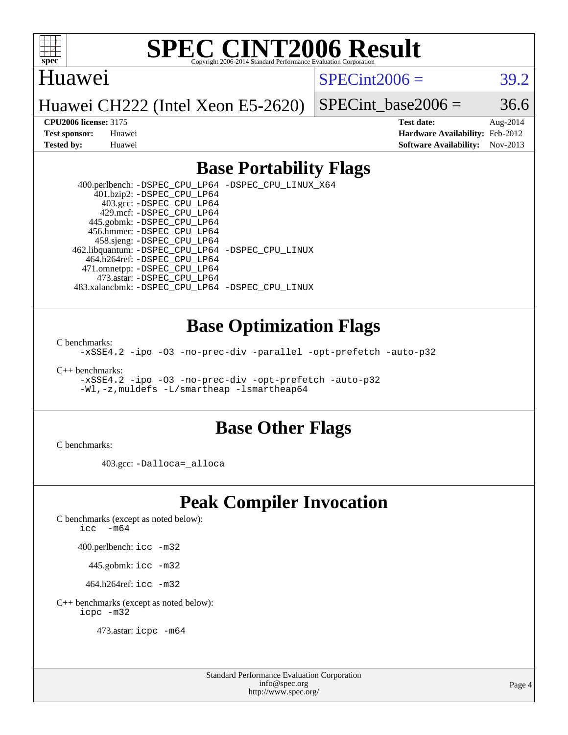# SPEC CINT2006 Result

Copyright 2006-2014 Standard Performance Evaluation Corporation

## Huawei

**Huawei CH222 (Intel Xeon E5-2620)**

SPECint2006 = 39.2

SPECint_base2006 = 36.6

| | | | |
|---|---|---|---|
| **CPU2006 license:** | 3175 | **Test date:** | Aug-2014 |
| **Test sponsor:** | Huawei | **Hardware Availability:** | Feb-2012 |
| **Tested by:** | Huawei | **Software Availability:** | Nov-2013 |

## Base Portability Flags

400.perlbench: `-DSPEC_CPU_LP64 -DSPEC_CPU_LINUX_X64`
401.bzip2: `-DSPEC_CPU_LP64`
403.gcc: `-DSPEC_CPU_LP64`
429.mcf: `-DSPEC_CPU_LP64`
445.gobmk: `-DSPEC_CPU_LP64`
456.hmmer: `-DSPEC_CPU_LP64`
458.sjeng: `-DSPEC_CPU_LP64`
462.libquantum: `-DSPEC_CPU_LP64 -DSPEC_CPU_LINUX`
464.h264ref: `-DSPEC_CPU_LP64`
471.omnetpp: `-DSPEC_CPU_LP64`
473.astar: `-DSPEC_CPU_LP64`
483.xalancbmk: `-DSPEC_CPU_LP64 -DSPEC_CPU_LINUX`

## Base Optimization Flags

C benchmarks:

```
-xSSE4.2 -ipo -O3 -no-prec-div -parallel -opt-prefetch -auto-p32
```

C++ benchmarks:

```
-xSSE4.2 -ipo -O3 -no-prec-div -opt-prefetch -auto-p32
-Wl,-z,muldefs -L/smartheap -lsmartheap64
```

## Base Other Flags

C benchmarks:

403.gcc: `-Dalloca=_alloca`

## Peak Compiler Invocation

C benchmarks (except as noted below):

```
icc  -m64
```

400.perlbench: `icc -m32`

445.gobmk: `icc -m32`

464.h264ref: `icc -m32`

C++ benchmarks (except as noted below):

```
icpc -m32
```

473.astar: `icpc -m64`

Standard Performance Evaluation Corporation
info@spec.org
http://www.spec.org/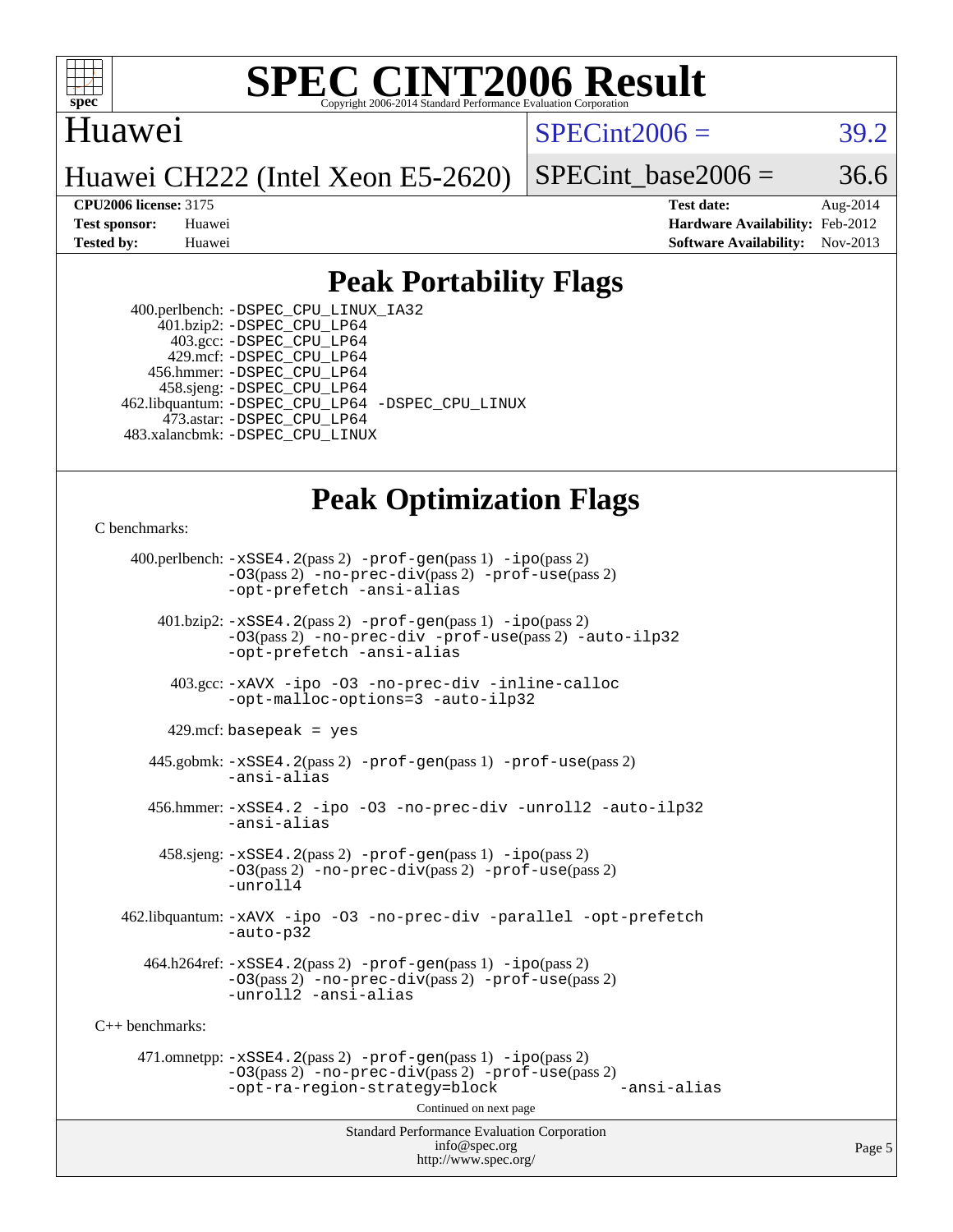# SPEC CINT2006 Result

Copyright 2006-2014 Standard Performance Evaluation Corporation

**Huawei**

**Huawei CH222 (Intel Xeon E5-2620)**

SPECint2006 = 39.2

SPECint_base2006 = 36.6

| | | | |
|---|---|---|---|
| **CPU2006 license:** 3175 | | **Test date:** | Aug-2014 |
| **Test sponsor:** | Huawei | **Hardware Availability:** | Feb-2012 |
| **Tested by:** | Huawei | **Software Availability:** | Nov-2013 |

## Peak Portability Flags

400.perlbench: -DSPEC_CPU_LINUX_IA32
401.bzip2: -DSPEC_CPU_LP64
403.gcc: -DSPEC_CPU_LP64
429.mcf: -DSPEC_CPU_LP64
456.hmmer: -DSPEC_CPU_LP64
458.sjeng: -DSPEC_CPU_LP64
462.libquantum: -DSPEC_CPU_LP64 -DSPEC_CPU_LINUX
473.astar: -DSPEC_CPU_LP64
483.xalancbmk: -DSPEC_CPU_LINUX

## Peak Optimization Flags

C benchmarks:

400.perlbench: -xSSE4.2(pass 2) -prof-gen(pass 1) -ipo(pass 2) -O3(pass 2) -no-prec-div(pass 2) -prof-use(pass 2) -opt-prefetch -ansi-alias

401.bzip2: -xSSE4.2(pass 2) -prof-gen(pass 1) -ipo(pass 2) -O3(pass 2) -no-prec-div -prof-use(pass 2) -auto-ilp32 -opt-prefetch -ansi-alias

403.gcc: -xAVX -ipo -O3 -no-prec-div -inline-calloc -opt-malloc-options=3 -auto-ilp32

429.mcf: basepeak = yes

445.gobmk: -xSSE4.2(pass 2) -prof-gen(pass 1) -prof-use(pass 2) -ansi-alias

456.hmmer: -xSSE4.2 -ipo -O3 -no-prec-div -unroll2 -auto-ilp32 -ansi-alias

458.sjeng: -xSSE4.2(pass 2) -prof-gen(pass 1) -ipo(pass 2) -O3(pass 2) -no-prec-div(pass 2) -prof-use(pass 2) -unroll4

462.libquantum: -xAVX -ipo -O3 -no-prec-div -parallel -opt-prefetch -auto-p32

464.h264ref: -xSSE4.2(pass 2) -prof-gen(pass 1) -ipo(pass 2) -O3(pass 2) -no-prec-div(pass 2) -prof-use(pass 2) -unroll2 -ansi-alias

C++ benchmarks:

471.omnetpp: -xSSE4.2(pass 2) -prof-gen(pass 1) -ipo(pass 2) -O3(pass 2) -no-prec-div(pass 2) -prof-use(pass 2) -opt-ra-region-strategy=block -ansi-alias

Continued on next page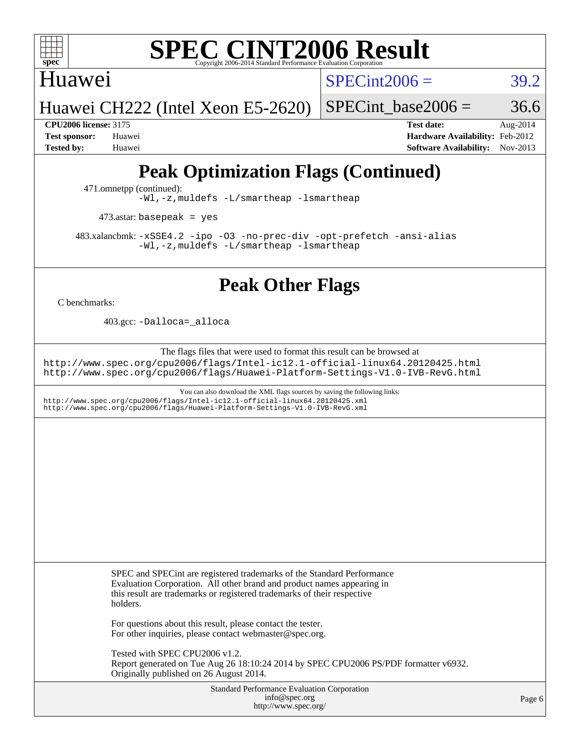# Peak Optimization Flags (Continued)

471.omnetpp (continued):
-Wl,-z,muldefs -L/smartheap -lsmartheap

473.astar: basepeak = yes

483.xalancbmk: -xSSE4.2 -ipo -O3 -no-prec-div -opt-prefetch -ansi-alias
-Wl,-z,muldefs -L/smartheap -lsmartheap

# Peak Other Flags

C benchmarks:

403.gcc: -Dalloca=_alloca

The flags files that were used to format this result can be browsed at
http://www.spec.org/cpu2006/flags/Intel-ic12.1-official-linux64.20120425.html
http://www.spec.org/cpu2006/flags/Huawei-Platform-Settings-V1.0-IVB-RevG.html

You can also download the XML flags sources by saving the following links:
http://www.spec.org/cpu2006/flags/Intel-ic12.1-official-linux64.20120425.xml
http://www.spec.org/cpu2006/flags/Huawei-Platform-Settings-V1.0-IVB-RevG.xml

SPEC and SPECint are registered trademarks of the Standard Performance Evaluation Corporation. All other brand and product names appearing in this result are trademarks or registered trademarks of their respective holders.

For questions about this result, please contact the tester.
For other inquiries, please contact webmaster@spec.org.

Tested with SPEC CPU2006 v1.2.
Report generated on Tue Aug 26 18:10:24 2014 by SPEC CPU2006 PS/PDF formatter v6932.
Originally published on 26 August 2014.